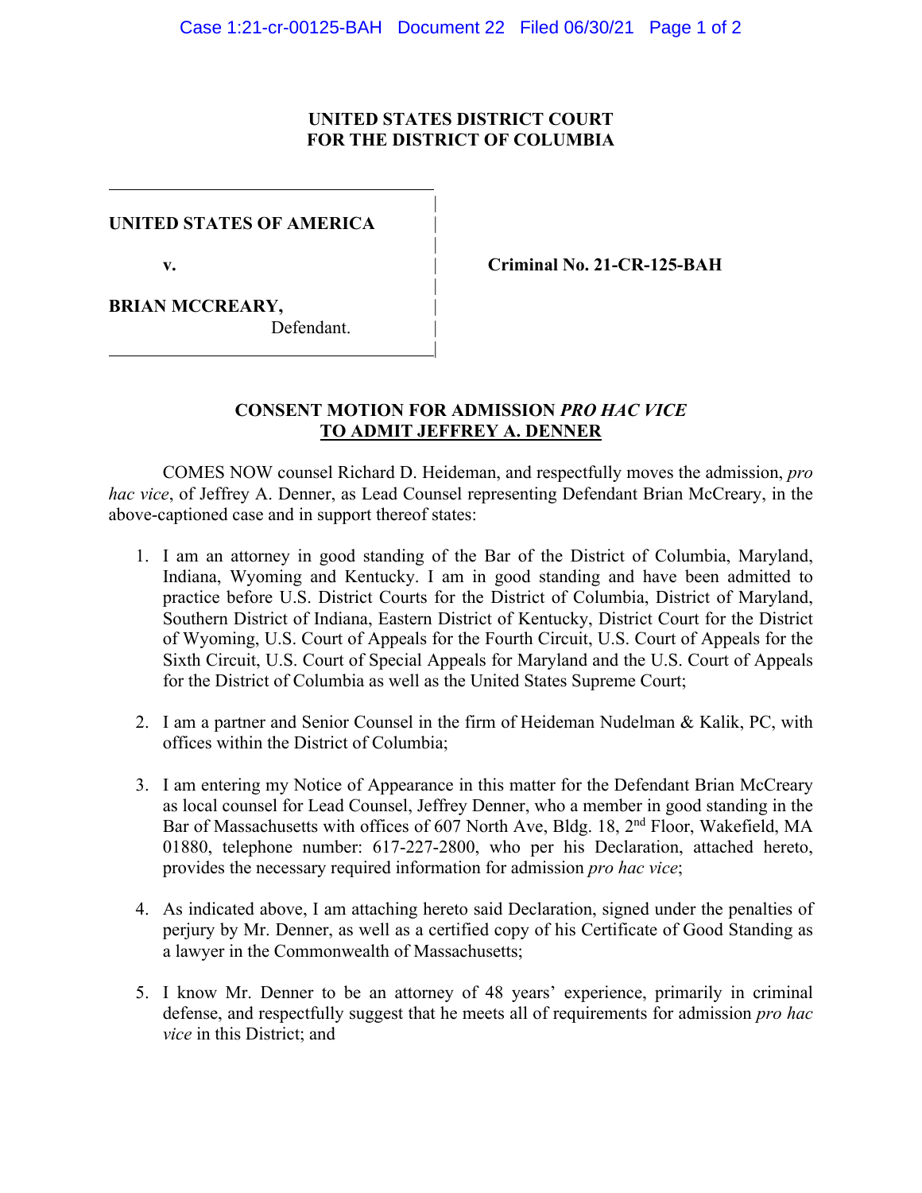UNITED STATES DISTRICT COURT
FOR THE DISTRICT OF COLUMBIA

| | |
|---|---|
| **UNITED STATES OF AMERICA** | |
| **v.** | **Criminal No. 21-CR-125-BAH** |
| **BRIAN MCCREARY,** Defendant. | |

## CONSENT MOTION FOR ADMISSION *PRO HAC VICE* TO ADMIT JEFFREY A. DENNER

COMES NOW counsel Richard D. Heideman, and respectfully moves the admission, *pro hac vice*, of Jeffrey A. Denner, as Lead Counsel representing Defendant Brian McCreary, in the above-captioned case and in support thereof states:

1. I am an attorney in good standing of the Bar of the District of Columbia, Maryland, Indiana, Wyoming and Kentucky. I am in good standing and have been admitted to practice before U.S. District Courts for the District of Columbia, District of Maryland, Southern District of Indiana, Eastern District of Kentucky, District Court for the District of Wyoming, U.S. Court of Appeals for the Fourth Circuit, U.S. Court of Appeals for the Sixth Circuit, U.S. Court of Special Appeals for Maryland and the U.S. Court of Appeals for the District of Columbia as well as the United States Supreme Court;

2. I am a partner and Senior Counsel in the firm of Heideman Nudelman & Kalik, PC, with offices within the District of Columbia;

3. I am entering my Notice of Appearance in this matter for the Defendant Brian McCreary as local counsel for Lead Counsel, Jeffrey Denner, who a member in good standing in the Bar of Massachusetts with offices of 607 North Ave, Bldg. 18, 2nd Floor, Wakefield, MA 01880, telephone number: 617-227-2800, who per his Declaration, attached hereto, provides the necessary required information for admission *pro hac vice*;

4. As indicated above, I am attaching hereto said Declaration, signed under the penalties of perjury by Mr. Denner, as well as a certified copy of his Certificate of Good Standing as a lawyer in the Commonwealth of Massachusetts;

5. I know Mr. Denner to be an attorney of 48 years' experience, primarily in criminal defense, and respectfully suggest that he meets all of requirements for admission *pro hac vice* in this District; and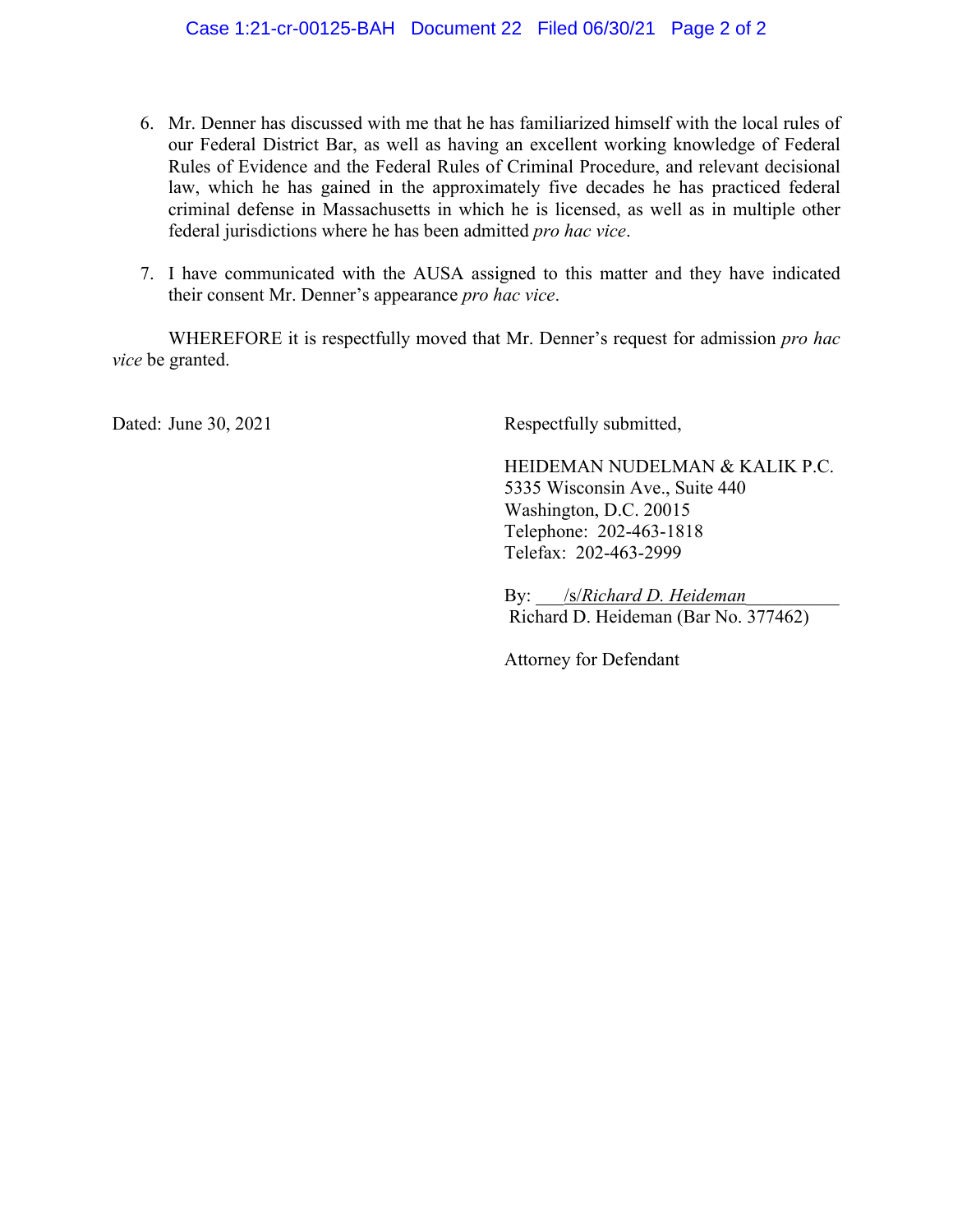6. Mr. Denner has discussed with me that he has familiarized himself with the local rules of our Federal District Bar, as well as having an excellent working knowledge of Federal Rules of Evidence and the Federal Rules of Criminal Procedure, and relevant decisional law, which he has gained in the approximately five decades he has practiced federal criminal defense in Massachusetts in which he is licensed, as well as in multiple other federal jurisdictions where he has been admitted *pro hac vice*.

7. I have communicated with the AUSA assigned to this matter and they have indicated their consent Mr. Denner's appearance *pro hac vice*.

WHEREFORE it is respectfully moved that Mr. Denner's request for admission *pro hac vice* be granted.

Dated: June 30, 2021

Respectfully submitted,

HEIDEMAN NUDELMAN & KALIK P.C.
5335 Wisconsin Ave., Suite 440
Washington, D.C. 20015
Telephone: 202-463-1818
Telefax: 202-463-2999

By: /s/*Richard D. Heideman*
Richard D. Heideman (Bar No. 377462)

Attorney for Defendant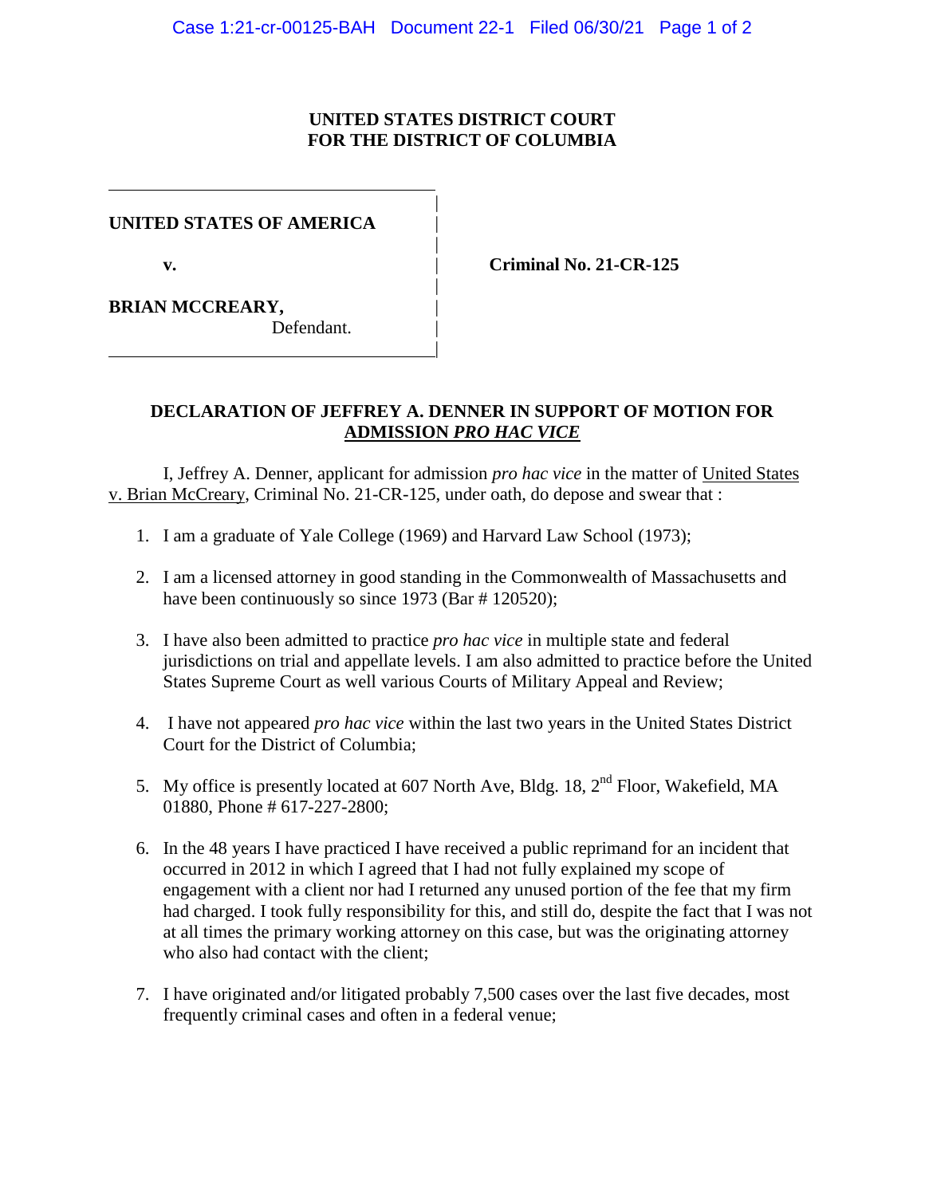**UNITED STATES DISTRICT COURT**
**FOR THE DISTRICT OF COLUMBIA**

| | |
|---|---|
| **UNITED STATES OF AMERICA** | |
| **v.** | **Criminal No. 21-CR-125** |
| **BRIAN MCCREARY,** Defendant. | |

## DECLARATION OF JEFFREY A. DENNER IN SUPPORT OF MOTION FOR ADMISSION *PRO HAC VICE*

I, Jeffrey A. Denner, applicant for admission *pro hac vice* in the matter of United States v. Brian McCreary, Criminal No. 21-CR-125, under oath, do depose and swear that :

1. I am a graduate of Yale College (1969) and Harvard Law School (1973);
2. I am a licensed attorney in good standing in the Commonwealth of Massachusetts and have been continuously so since 1973 (Bar # 120520);
3. I have also been admitted to practice *pro hac vice* in multiple state and federal jurisdictions on trial and appellate levels. I am also admitted to practice before the United States Supreme Court as well various Courts of Military Appeal and Review;
4. I have not appeared *pro hac vice* within the last two years in the United States District Court for the District of Columbia;
5. My office is presently located at 607 North Ave, Bldg. 18, 2nd Floor, Wakefield, MA 01880, Phone # 617-227-2800;
6. In the 48 years I have practiced I have received a public reprimand for an incident that occurred in 2012 in which I agreed that I had not fully explained my scope of engagement with a client nor had I returned any unused portion of the fee that my firm had charged. I took fully responsibility for this, and still do, despite the fact that I was not at all times the primary working attorney on this case, but was the originating attorney who also had contact with the client;
7. I have originated and/or litigated probably 7,500 cases over the last five decades, most frequently criminal cases and often in a federal venue;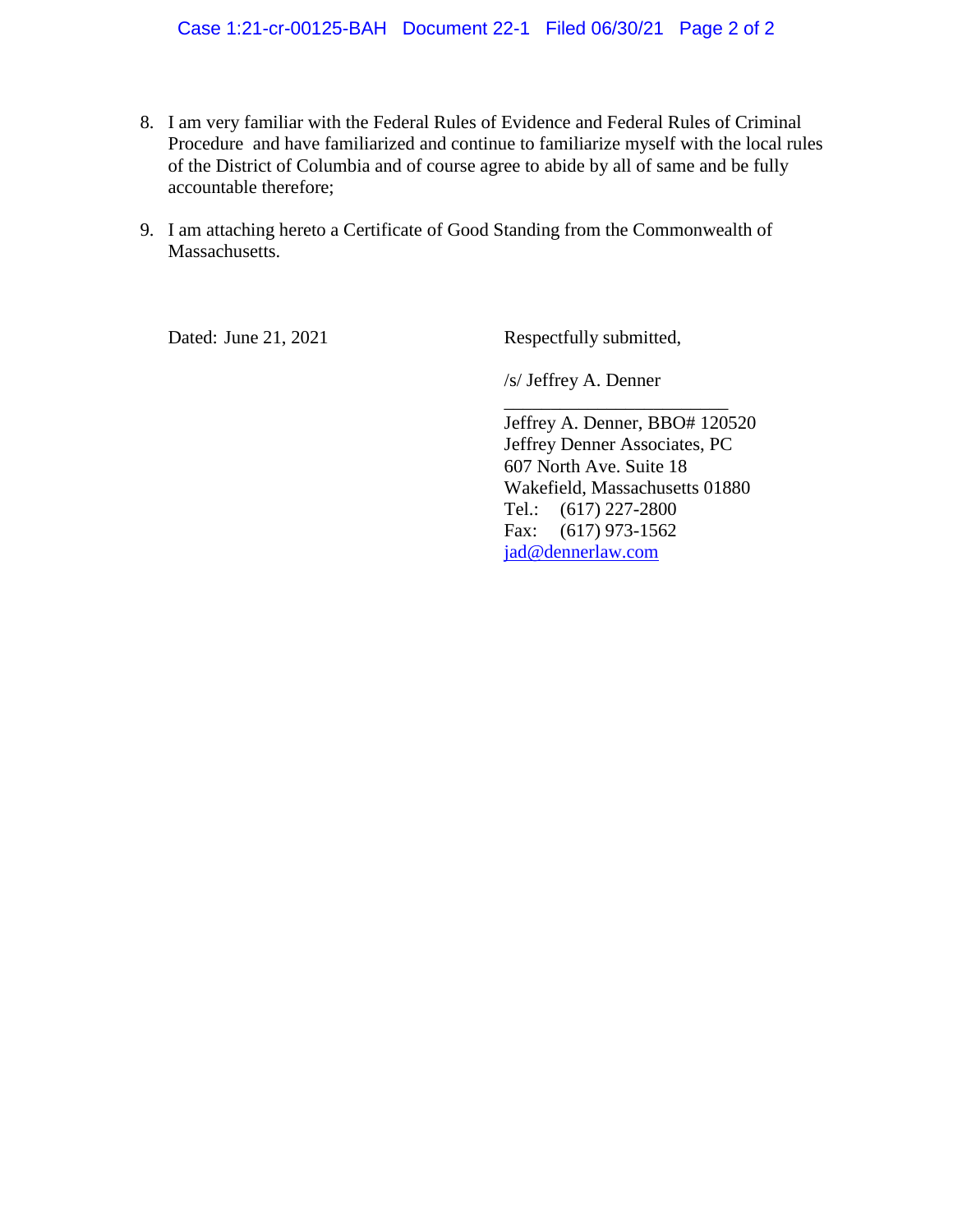8. I am very familiar with the Federal Rules of Evidence and Federal Rules of Criminal Procedure and have familiarized and continue to familiarize myself with the local rules of the District of Columbia and of course agree to abide by all of same and be fully accountable therefore;

9. I am attaching hereto a Certificate of Good Standing from the Commonwealth of Massachusetts.

Dated: June 21, 2021

Respectfully submitted,

/s/ Jeffrey A. Denner

Jeffrey A. Denner, BBO# 120520
Jeffrey Denner Associates, PC
607 North Ave. Suite 18
Wakefield, Massachusetts 01880
Tel.: (617) 227-2800
Fax: (617) 973-1562
jad@dennerlaw.com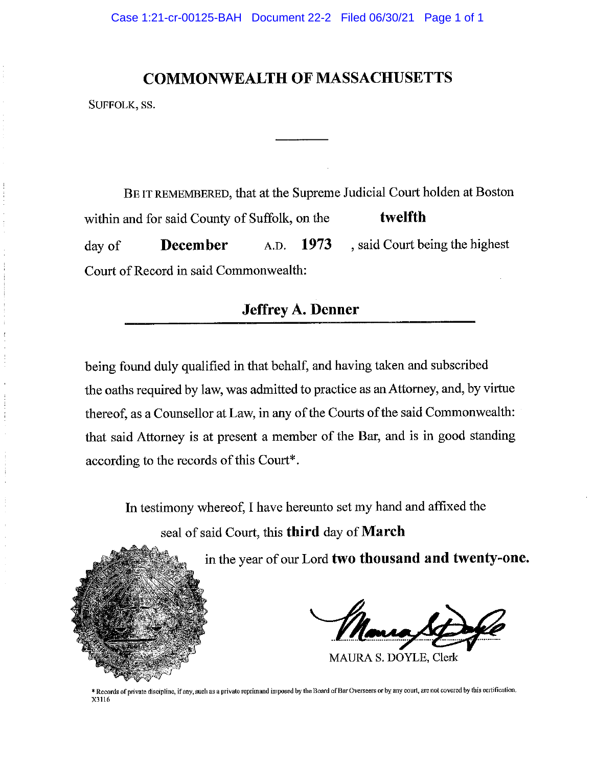# COMMONWEALTH OF MASSACHUSETTS

SUFFOLK, SS.

---

BE IT REMEMBERED, that at the Supreme Judicial Court holden at Boston within and for said County of Suffolk, on the **twelfth** day of **December** A.D. **1973**, said Court being the highest Court of Record in said Commonwealth:

**Jeffrey A. Denner**

being found duly qualified in that behalf, and having taken and subscribed the oaths required by law, was admitted to practice as an Attorney, and, by virtue thereof, as a Counsellor at Law, in any of the Courts of the said Commonwealth: that said Attorney is at present a member of the Bar, and is in good standing according to the records of this Court*.

In testimony whereof, I have hereunto set my hand and affixed the seal of said Court, this **third** day of **March** in the year of our Lord **two thousand and twenty-one.**

MAURA S. DOYLE, Clerk

* Records of private discipline, if any, such as a private reprimand imposed by the Board of Bar Overseers or by any court, are not covered by this certification.

X3116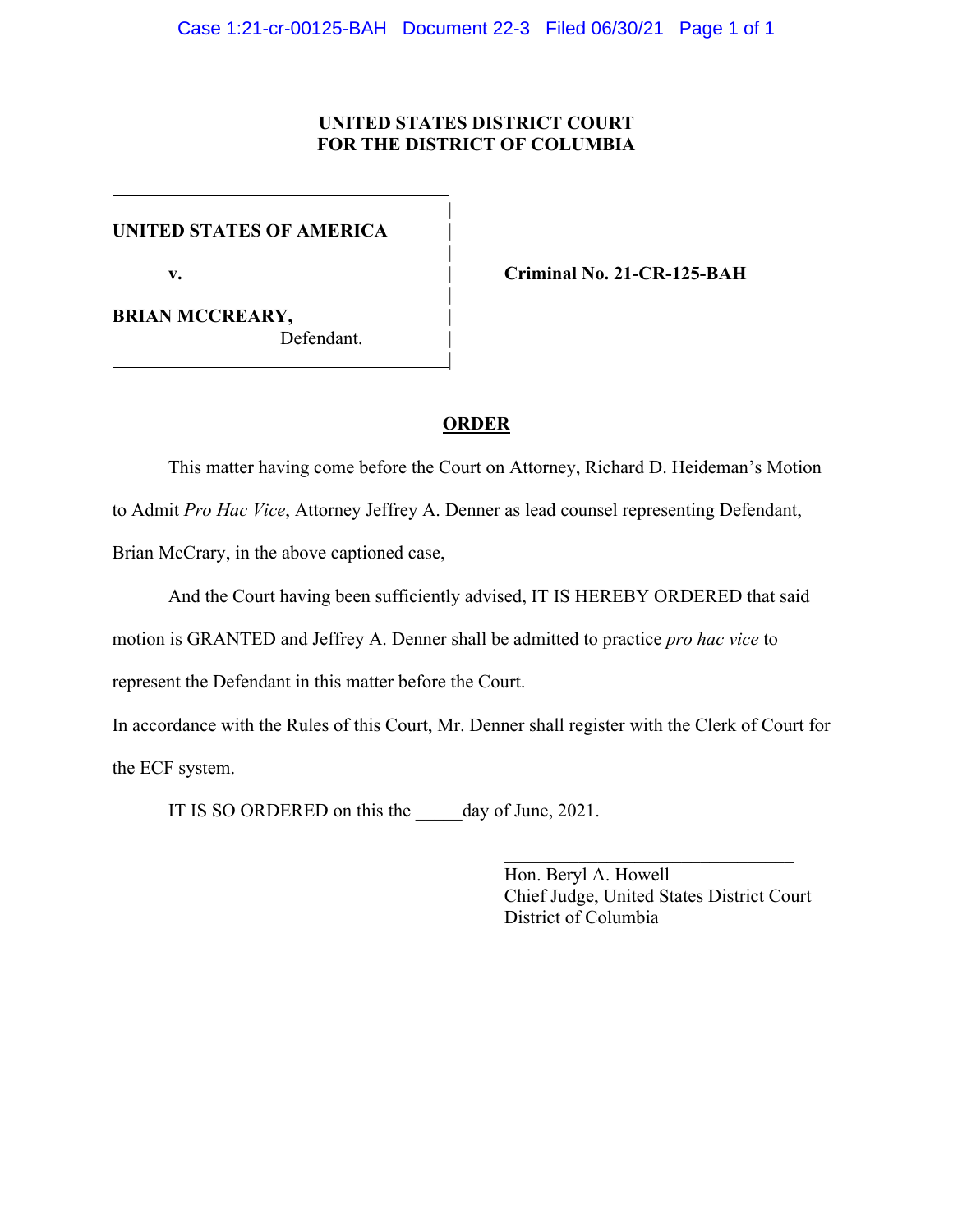**UNITED STATES DISTRICT COURT**
**FOR THE DISTRICT OF COLUMBIA**

| | |
|---|---|
| **UNITED STATES OF AMERICA** | |
| **v.** | **Criminal No. 21-CR-125-BAH** |
| **BRIAN MCCREARY,** Defendant. | |

## ORDER

This matter having come before the Court on Attorney, Richard D. Heideman's Motion to Admit *Pro Hac Vice*, Attorney Jeffrey A. Denner as lead counsel representing Defendant, Brian McCrary, in the above captioned case,

And the Court having been sufficiently advised, IT IS HEREBY ORDERED that said motion is GRANTED and Jeffrey A. Denner shall be admitted to practice *pro hac vice* to represent the Defendant in this matter before the Court.

In accordance with the Rules of this Court, Mr. Denner shall register with the Clerk of Court for the ECF system.

IT IS SO ORDERED on this the _____day of June, 2021.

______________________________
Hon. Beryl A. Howell
Chief Judge, United States District Court
District of Columbia